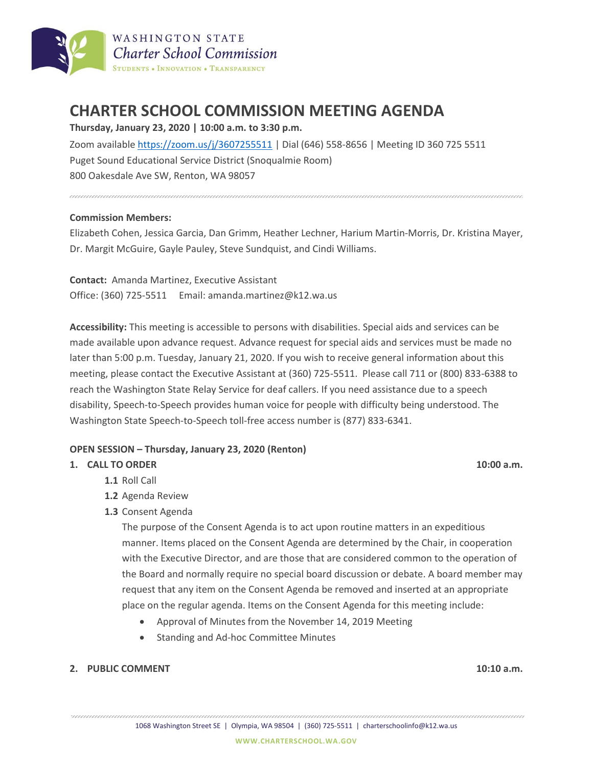WASHINGTON STATE
*Charter School Commission*
STUDENTS • INNOVATION • TRANSPARENCY

# CHARTER SCHOOL COMMISSION MEETING AGENDA

**Thursday, January 23, 2020 | 10:00 a.m. to 3:30 p.m.**

Zoom available https://zoom.us/j/3607255511 | Dial (646) 558-8656 | Meeting ID 360 725 5511
Puget Sound Educational Service District (Snoqualmie Room)
800 Oakesdale Ave SW, Renton, WA 98057

**Commission Members:**
Elizabeth Cohen, Jessica Garcia, Dan Grimm, Heather Lechner, Harium Martin-Morris, Dr. Kristina Mayer, Dr. Margit McGuire, Gayle Pauley, Steve Sundquist, and Cindi Williams.

**Contact:** Amanda Martinez, Executive Assistant
Office: (360) 725-5511 Email: amanda.martinez@k12.wa.us

**Accessibility:** This meeting is accessible to persons with disabilities. Special aids and services can be made available upon advance request. Advance request for special aids and services must be made no later than 5:00 p.m. Tuesday, January 21, 2020. If you wish to receive general information about this meeting, please contact the Executive Assistant at (360) 725-5511. Please call 711 or (800) 833-6388 to reach the Washington State Relay Service for deaf callers. If you need assistance due to a speech disability, Speech-to-Speech provides human voice for people with difficulty being understood. The Washington State Speech-to-Speech toll-free access number is (877) 833-6341.

**OPEN SESSION – Thursday, January 23, 2020 (Renton)**

**1. CALL TO ORDER** **10:00 a.m.**

- **1.1** Roll Call
- **1.2** Agenda Review
- **1.3** Consent Agenda

  The purpose of the Consent Agenda is to act upon routine matters in an expeditious manner. Items placed on the Consent Agenda are determined by the Chair, in cooperation with the Executive Director, and are those that are considered common to the operation of the Board and normally require no special board discussion or debate. A board member may request that any item on the Consent Agenda be removed and inserted at an appropriate place on the regular agenda. Items on the Consent Agenda for this meeting include:

  - Approval of Minutes from the November 14, 2019 Meeting
  - Standing and Ad-hoc Committee Minutes

**2. PUBLIC COMMENT** **10:10 a.m.**

1068 Washington Street SE | Olympia, WA 98504 | (360) 725-5511 | charterschoolinfo@k12.wa.us

WWW.CHARTERSCHOOL.WA.GOV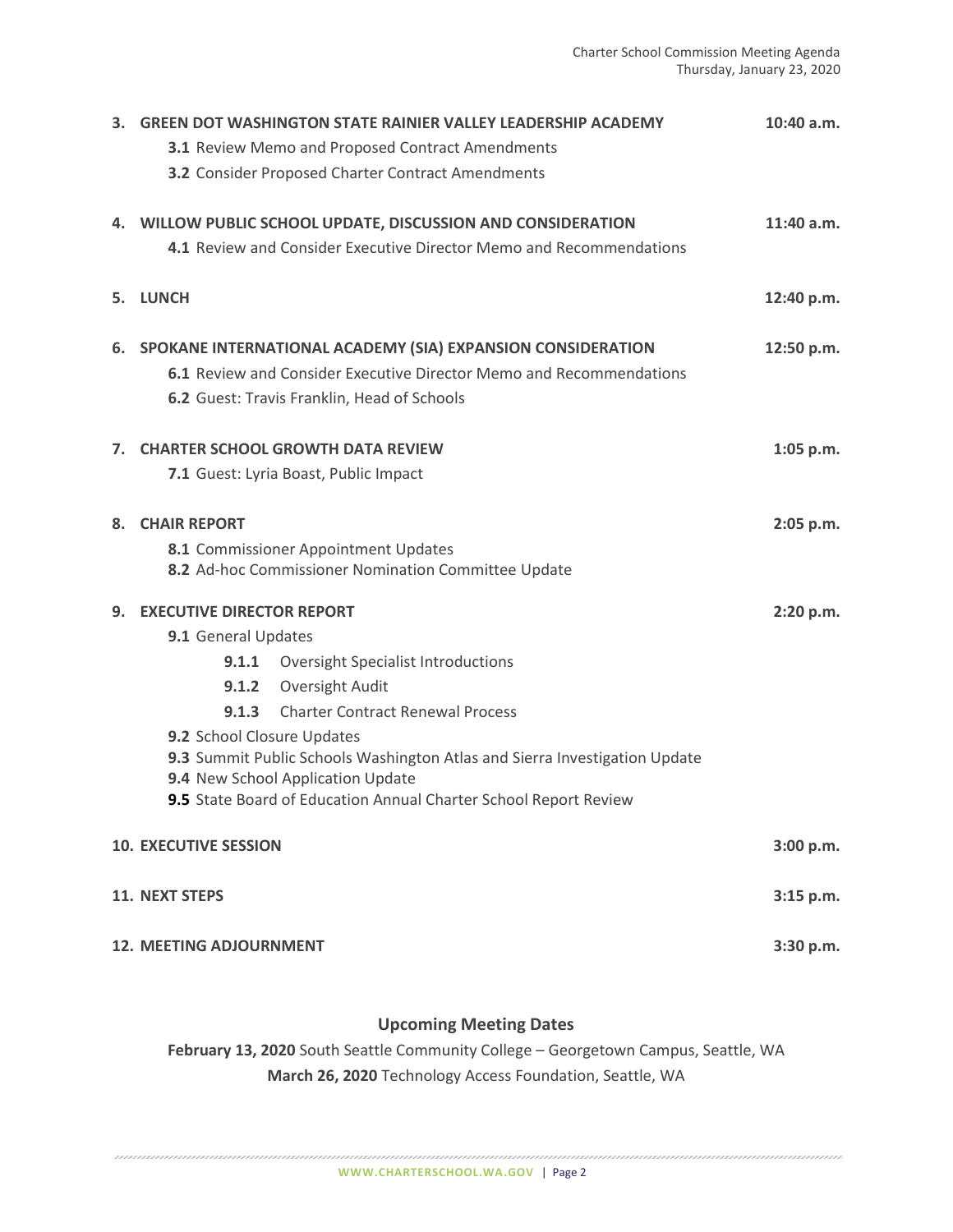3. **GREEN DOT WASHINGTON STATE RAINIER VALLEY LEADERSHIP ACADEMY** **10:40 a.m.**
   - **3.1** Review Memo and Proposed Contract Amendments
   - **3.2** Consider Proposed Charter Contract Amendments

4. **WILLOW PUBLIC SCHOOL UPDATE, DISCUSSION AND CONSIDERATION** **11:40 a.m.**
   - **4.1** Review and Consider Executive Director Memo and Recommendations

5. **LUNCH** **12:40 p.m.**

6. **SPOKANE INTERNATIONAL ACADEMY (SIA) EXPANSION CONSIDERATION** **12:50 p.m.**
   - **6.1** Review and Consider Executive Director Memo and Recommendations
   - **6.2** Guest: Travis Franklin, Head of Schools

7. **CHARTER SCHOOL GROWTH DATA REVIEW** **1:05 p.m.**
   - **7.1** Guest: Lyria Boast, Public Impact

8. **CHAIR REPORT** **2:05 p.m.**
   - **8.1** Commissioner Appointment Updates
   - **8.2** Ad-hoc Commissioner Nomination Committee Update

9. **EXECUTIVE DIRECTOR REPORT** **2:20 p.m.**
   - **9.1** General Updates
     - **9.1.1** Oversight Specialist Introductions
     - **9.1.2** Oversight Audit
     - **9.1.3** Charter Contract Renewal Process
   - **9.2** School Closure Updates
   - **9.3** Summit Public Schools Washington Atlas and Sierra Investigation Update
   - **9.4** New School Application Update
   - **9.5** State Board of Education Annual Charter School Report Review

**10. EXECUTIVE SESSION** **3:00 p.m.**

**11. NEXT STEPS** **3:15 p.m.**

**12. MEETING ADJOURNMENT** **3:30 p.m.**

## Upcoming Meeting Dates

**February 13, 2020** South Seattle Community College – Georgetown Campus, Seattle, WA

**March 26, 2020** Technology Access Foundation, Seattle, WA